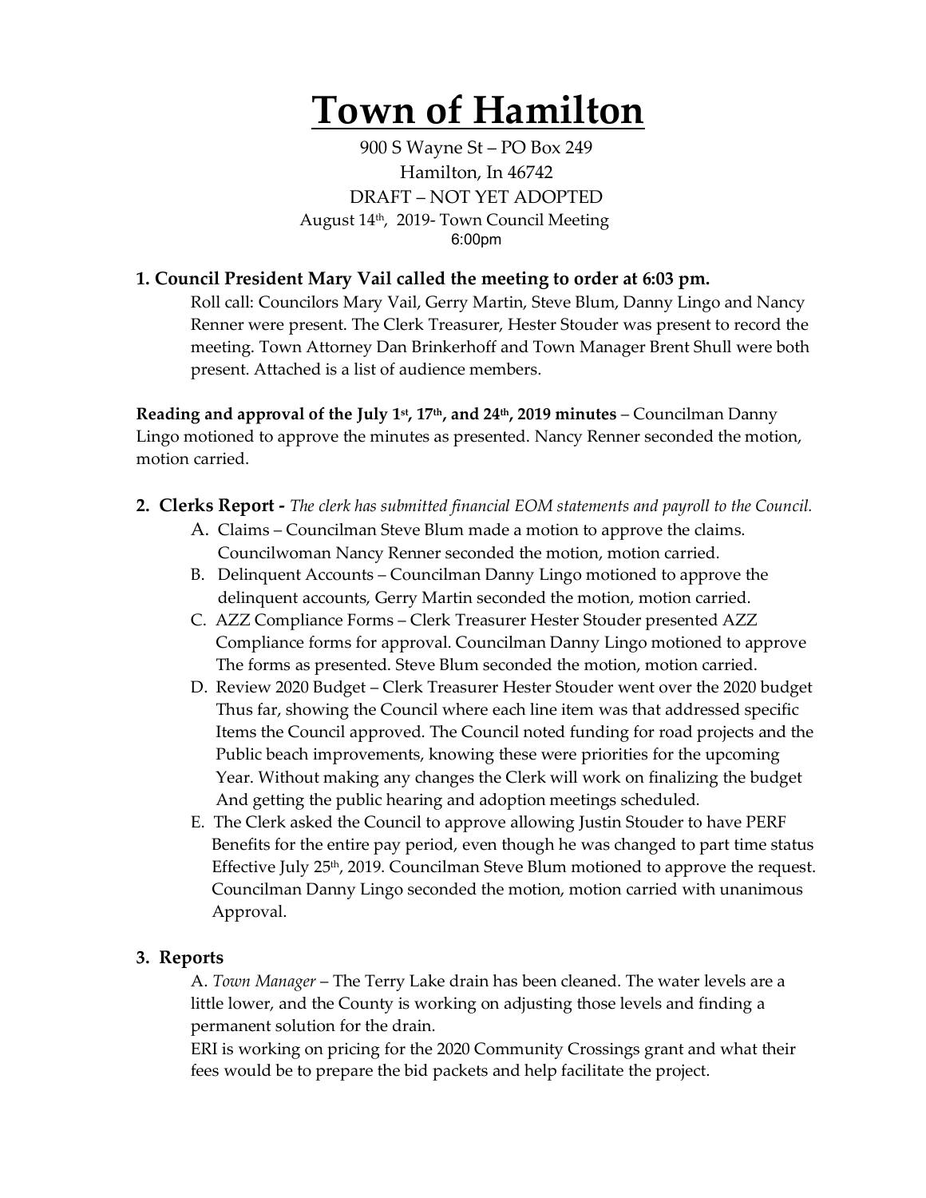# Town of Hamilton

900 S Wayne St – PO Box 249
Hamilton, In 46742
DRAFT – NOT YET ADOPTED
August 14th, 2019- Town Council Meeting
6:00pm

### 1. Council President Mary Vail called the meeting to order at 6:03 pm.

Roll call: Councilors Mary Vail, Gerry Martin, Steve Blum, Danny Lingo and Nancy Renner were present. The Clerk Treasurer, Hester Stouder was present to record the meeting. Town Attorney Dan Brinkerhoff and Town Manager Brent Shull were both present. Attached is a list of audience members.

**Reading and approval of the July 1st, 17th, and 24th, 2019 minutes** – Councilman Danny Lingo motioned to approve the minutes as presented. Nancy Renner seconded the motion, motion carried.

### 2. Clerks Report - *The clerk has submitted financial EOM statements and payroll to the Council.*

A. Claims – Councilman Steve Blum made a motion to approve the claims. Councilwoman Nancy Renner seconded the motion, motion carried.

B. Delinquent Accounts – Councilman Danny Lingo motioned to approve the delinquent accounts, Gerry Martin seconded the motion, motion carried.

C. AZZ Compliance Forms – Clerk Treasurer Hester Stouder presented AZZ Compliance forms for approval. Councilman Danny Lingo motioned to approve The forms as presented. Steve Blum seconded the motion, motion carried.

D. Review 2020 Budget – Clerk Treasurer Hester Stouder went over the 2020 budget Thus far, showing the Council where each line item was that addressed specific Items the Council approved. The Council noted funding for road projects and the Public beach improvements, knowing these were priorities for the upcoming Year. Without making any changes the Clerk will work on finalizing the budget And getting the public hearing and adoption meetings scheduled.

E. The Clerk asked the Council to approve allowing Justin Stouder to have PERF Benefits for the entire pay period, even though he was changed to part time status Effective July 25th, 2019. Councilman Steve Blum motioned to approve the request. Councilman Danny Lingo seconded the motion, motion carried with unanimous Approval.

### 3. Reports

A. *Town Manager* – The Terry Lake drain has been cleaned. The water levels are a little lower, and the County is working on adjusting those levels and finding a permanent solution for the drain.

ERI is working on pricing for the 2020 Community Crossings grant and what their fees would be to prepare the bid packets and help facilitate the project.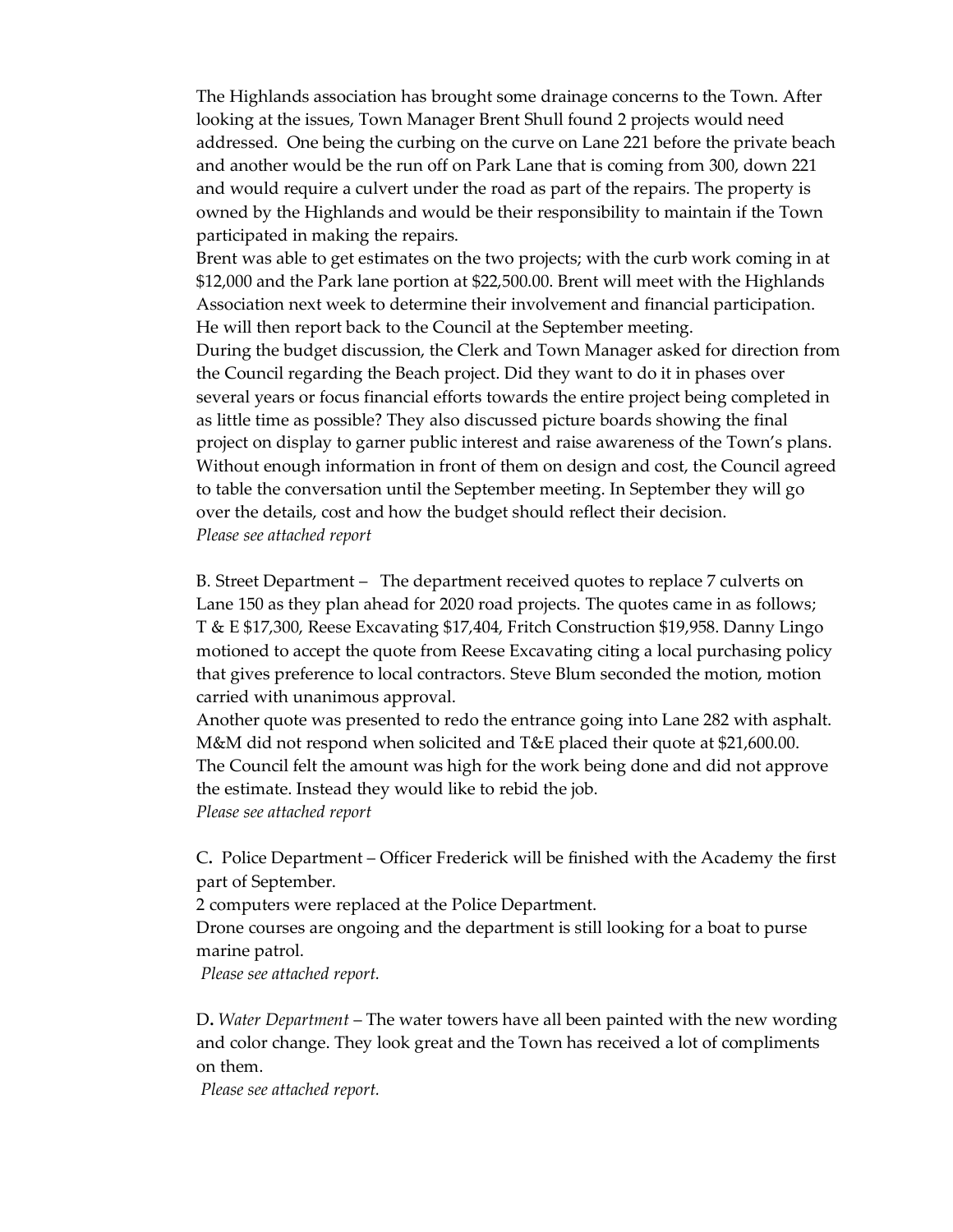The Highlands association has brought some drainage concerns to the Town. After looking at the issues, Town Manager Brent Shull found 2 projects would need addressed. One being the curbing on the curve on Lane 221 before the private beach and another would be the run off on Park Lane that is coming from 300, down 221 and would require a culvert under the road as part of the repairs. The property is owned by the Highlands and would be their responsibility to maintain if the Town participated in making the repairs.

Brent was able to get estimates on the two projects; with the curb work coming in at $12,000 and the Park lane portion at $22,500.00. Brent will meet with the Highlands Association next week to determine their involvement and financial participation. He will then report back to the Council at the September meeting.

During the budget discussion, the Clerk and Town Manager asked for direction from the Council regarding the Beach project. Did they want to do it in phases over several years or focus financial efforts towards the entire project being completed in as little time as possible? They also discussed picture boards showing the final project on display to garner public interest and raise awareness of the Town's plans. Without enough information in front of them on design and cost, the Council agreed to table the conversation until the September meeting. In September they will go over the details, cost and how the budget should reflect their decision.

*Please see attached report*

B. Street Department – The department received quotes to replace 7 culverts on Lane 150 as they plan ahead for 2020 road projects. The quotes came in as follows; T & E $17,300, Reese Excavating $17,404, Fritch Construction $19,958. Danny Lingo motioned to accept the quote from Reese Excavating citing a local purchasing policy that gives preference to local contractors. Steve Blum seconded the motion, motion carried with unanimous approval.

Another quote was presented to redo the entrance going into Lane 282 with asphalt. M&M did not respond when solicited and T&E placed their quote at $21,600.00. The Council felt the amount was high for the work being done and did not approve the estimate. Instead they would like to rebid the job.

*Please see attached report*

C. Police Department – Officer Frederick will be finished with the Academy the first part of September.

2 computers were replaced at the Police Department.

Drone courses are ongoing and the department is still looking for a boat to purse marine patrol.

*Please see attached report.*

D. *Water Department* – The water towers have all been painted with the new wording and color change. They look great and the Town has received a lot of compliments on them.

*Please see attached report.*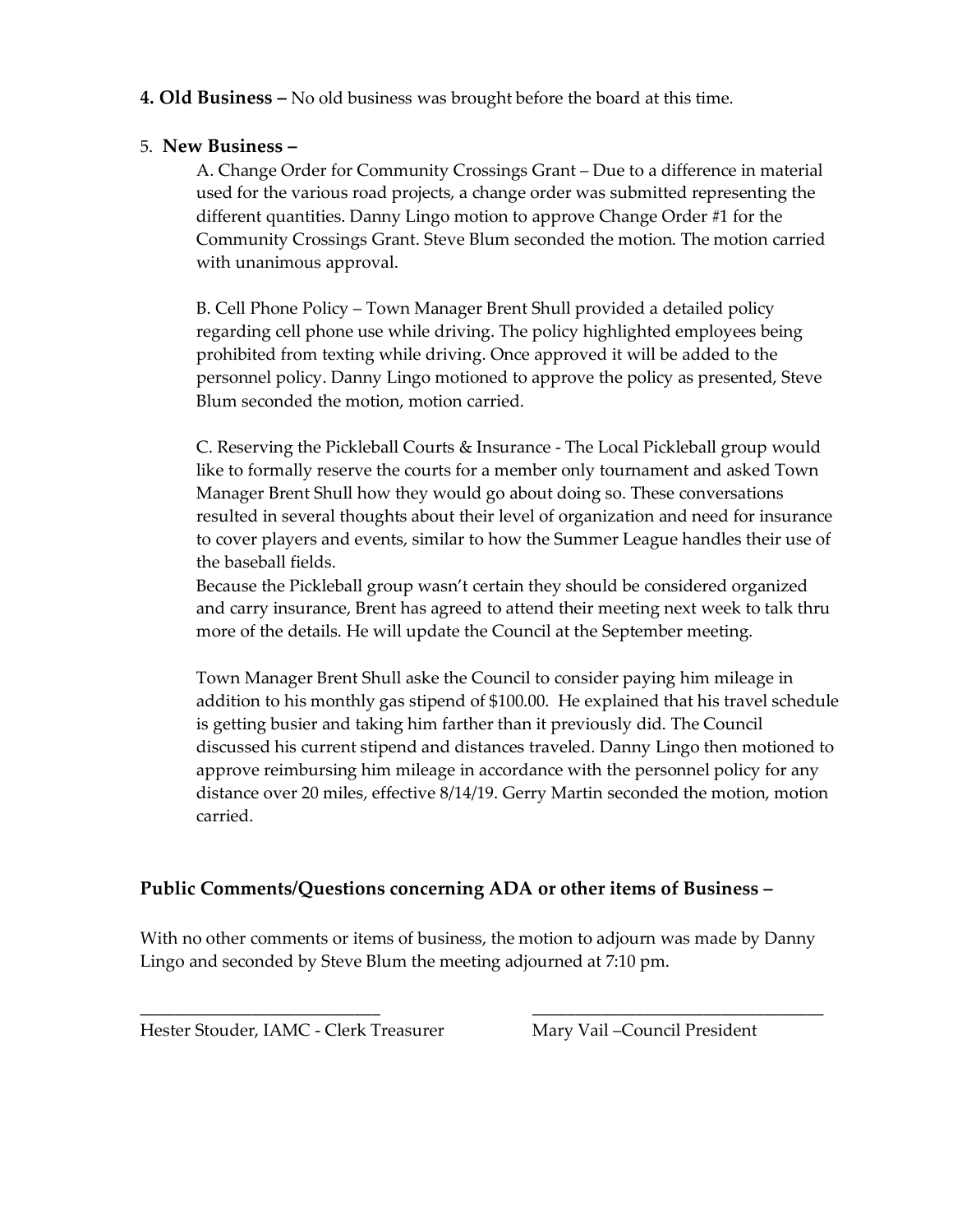**4. Old Business –** No old business was brought before the board at this time.

5. **New Business –**

A. Change Order for Community Crossings Grant – Due to a difference in material used for the various road projects, a change order was submitted representing the different quantities. Danny Lingo motion to approve Change Order #1 for the Community Crossings Grant. Steve Blum seconded the motion. The motion carried with unanimous approval.

B. Cell Phone Policy – Town Manager Brent Shull provided a detailed policy regarding cell phone use while driving. The policy highlighted employees being prohibited from texting while driving. Once approved it will be added to the personnel policy. Danny Lingo motioned to approve the policy as presented, Steve Blum seconded the motion, motion carried.

C. Reserving the Pickleball Courts & Insurance - The Local Pickleball group would like to formally reserve the courts for a member only tournament and asked Town Manager Brent Shull how they would go about doing so. These conversations resulted in several thoughts about their level of organization and need for insurance to cover players and events, similar to how the Summer League handles their use of the baseball fields.
Because the Pickleball group wasn't certain they should be considered organized and carry insurance, Brent has agreed to attend their meeting next week to talk thru more of the details. He will update the Council at the September meeting.

Town Manager Brent Shull aske the Council to consider paying him mileage in addition to his monthly gas stipend of $100.00. He explained that his travel schedule is getting busier and taking him farther than it previously did. The Council discussed his current stipend and distances traveled. Danny Lingo then motioned to approve reimbursing him mileage in accordance with the personnel policy for any distance over 20 miles, effective 8/14/19. Gerry Martin seconded the motion, motion carried.

## Public Comments/Questions concerning ADA or other items of Business –

With no other comments or items of business, the motion to adjourn was made by Danny Lingo and seconded by Steve Blum the meeting adjourned at 7:10 pm.

\_\_\_\_\_\_\_\_\_\_\_\_\_\_\_\_\_\_\_\_\_\_\_\_\_\_\_\_\_\_
Hester Stouder, IAMC - Clerk Treasurer

\_\_\_\_\_\_\_\_\_\_\_\_\_\_\_\_\_\_\_\_\_\_\_\_\_\_\_\_\_\_\_\_\_\_\_\_
Mary Vail –Council President